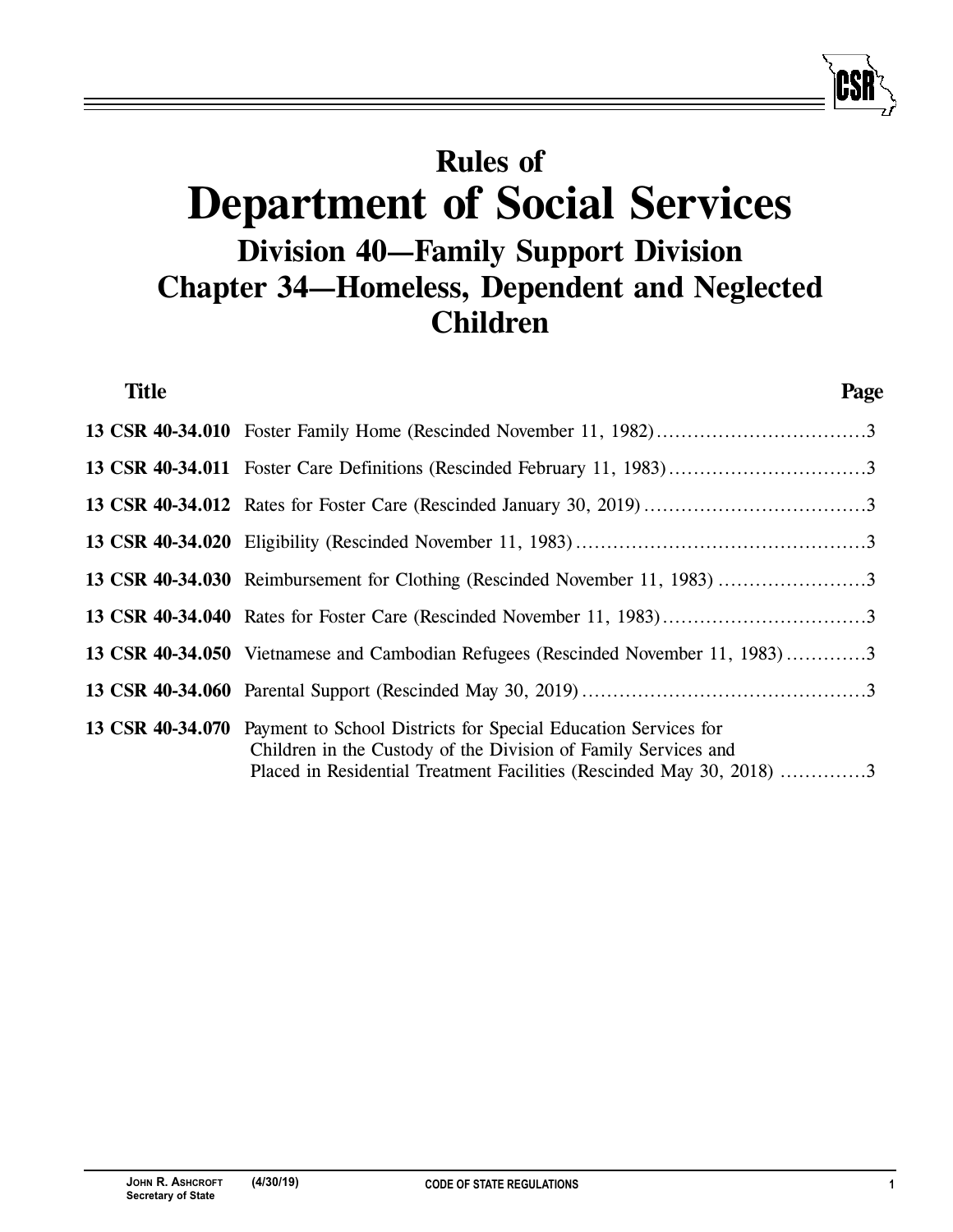# Rules of
# Department of Social Services
## Division 40—Family Support Division
## Chapter 34—Homeless, Dependent and Neglected Children

| Title | | Page |
|---|---|---|
| **13 CSR 40-34.010** | Foster Family Home (Rescinded November 11, 1982) | 3 |
| **13 CSR 40-34.011** | Foster Care Definitions (Rescinded February 11, 1983) | 3 |
| **13 CSR 40-34.012** | Rates for Foster Care (Rescinded January 30, 2019) | 3 |
| **13 CSR 40-34.020** | Eligibility (Rescinded November 11, 1983) | 3 |
| **13 CSR 40-34.030** | Reimbursement for Clothing (Rescinded November 11, 1983) | 3 |
| **13 CSR 40-34.040** | Rates for Foster Care (Rescinded November 11, 1983) | 3 |
| **13 CSR 40-34.050** | Vietnamese and Cambodian Refugees (Rescinded November 11, 1983) | 3 |
| **13 CSR 40-34.060** | Parental Support (Rescinded May 30, 2019) | 3 |
| **13 CSR 40-34.070** | Payment to School Districts for Special Education Services for Children in the Custody of the Division of Family Services and Placed in Residential Treatment Facilities (Rescinded May 30, 2018) | 3 |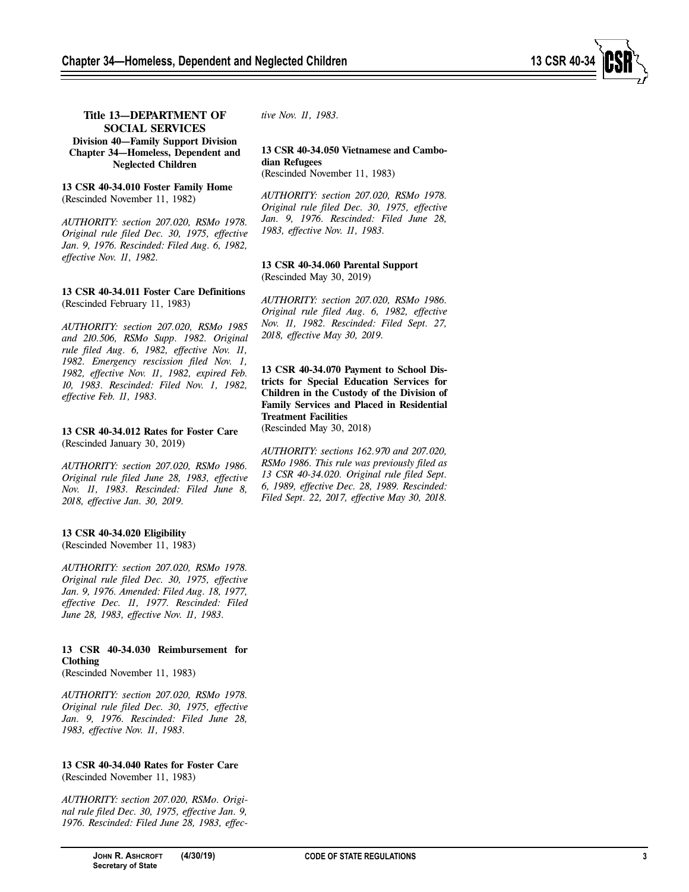**Title 13—DEPARTMENT OF SOCIAL SERVICES**
**Division 40—Family Support Division**
**Chapter 34—Homeless, Dependent and Neglected Children**

**13 CSR 40-34.010 Foster Family Home**
(Rescinded November 11, 1982)

*AUTHORITY: section 207.020, RSMo 1978. Original rule filed Dec. 30, 1975, effective Jan. 9, 1976. Rescinded: Filed Aug. 6, 1982, effective Nov. 11, 1982.*

**13 CSR 40-34.011 Foster Care Definitions**
(Rescinded February 11, 1983)

*AUTHORITY: section 207.020, RSMo 1985 and 210.506, RSMo Supp. 1982. Original rule filed Aug. 6, 1982, effective Nov. 11, 1982. Emergency rescission filed Nov. 1, 1982, effective Nov. 11, 1982, expired Feb. 10, 1983. Rescinded: Filed Nov. 1, 1982, effective Feb. 11, 1983.*

**13 CSR 40-34.012 Rates for Foster Care**
(Rescinded January 30, 2019)

*AUTHORITY: section 207.020, RSMo 1986. Original rule filed June 28, 1983, effective Nov. 11, 1983. Rescinded: Filed June 8, 2018, effective Jan. 30, 2019.*

**13 CSR 40-34.020 Eligibility**
(Rescinded November 11, 1983)

*AUTHORITY: section 207.020, RSMo 1978. Original rule filed Dec. 30, 1975, effective Jan. 9, 1976. Amended: Filed Aug. 18, 1977, effective Dec. 11, 1977. Rescinded: Filed June 28, 1983, effective Nov. 11, 1983.*

**13 CSR 40-34.030 Reimbursement for Clothing**
(Rescinded November 11, 1983)

*AUTHORITY: section 207.020, RSMo 1978. Original rule filed Dec. 30, 1975, effective Jan. 9, 1976. Rescinded: Filed June 28, 1983, effective Nov. 11, 1983.*

**13 CSR 40-34.040 Rates for Foster Care**
(Rescinded November 11, 1983)

*AUTHORITY: section 207.020, RSMo. Original rule filed Dec. 30, 1975, effective Jan. 9, 1976. Rescinded: Filed June 28, 1983, effective Nov. 11, 1983.*

**13 CSR 40-34.050 Vietnamese and Cambodian Refugees**
(Rescinded November 11, 1983)

*AUTHORITY: section 207.020, RSMo 1978. Original rule filed Dec. 30, 1975, effective Jan. 9, 1976. Rescinded: Filed June 28, 1983, effective Nov. 11, 1983.*

**13 CSR 40-34.060 Parental Support**
(Rescinded May 30, 2019)

*AUTHORITY: section 207.020, RSMo 1986. Original rule filed Aug. 6, 1982, effective Nov. 11, 1982. Rescinded: Filed Sept. 27, 2018, effective May 30, 2019.*

**13 CSR 40-34.070 Payment to School Districts for Special Education Services for Children in the Custody of the Division of Family Services and Placed in Residential Treatment Facilities**
(Rescinded May 30, 2018)

*AUTHORITY: sections 162.970 and 207.020, RSMo 1986. This rule was previously filed as 13 CSR 40-34.020. Original rule filed Sept. 6, 1989, effective Dec. 28, 1989. Rescinded: Filed Sept. 22, 2017, effective May 30, 2018.*